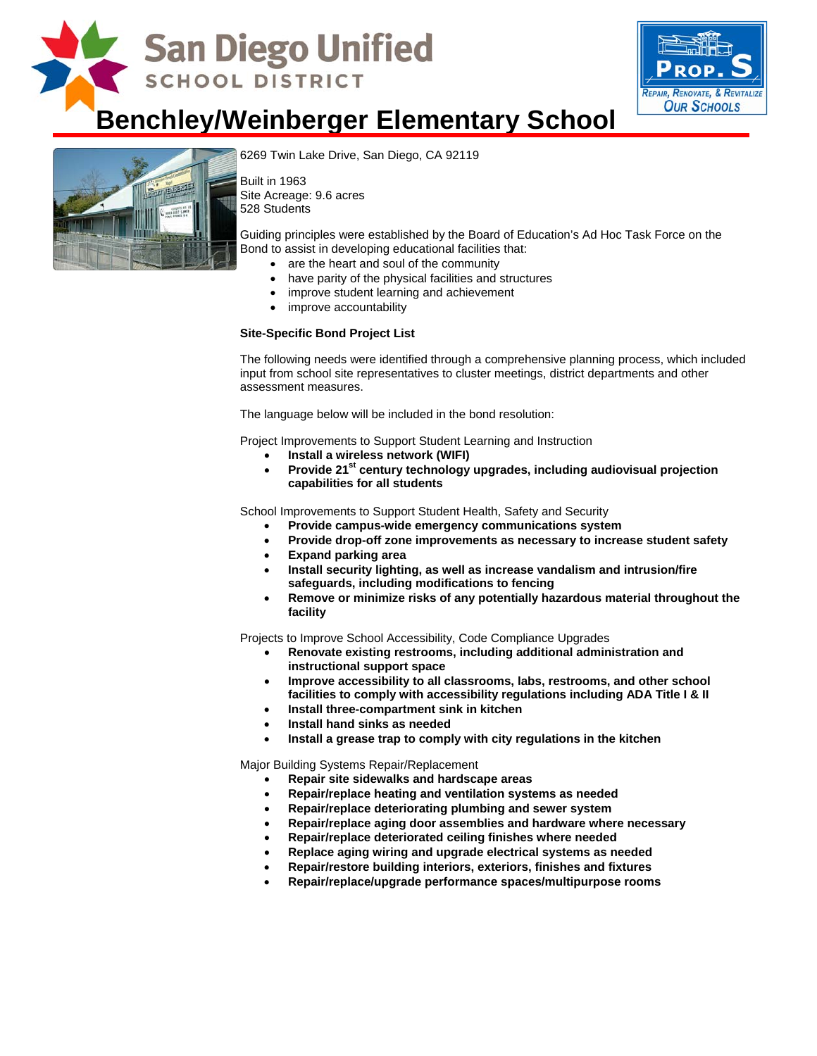San Diego Unified
SCHOOL DISTRICT

PROP. S
REPAIR, RENOVATE, & REVITALIZE OUR SCHOOLS

# Benchley/Weinberger Elementary School

6269 Twin Lake Drive, San Diego, CA 92119

Built in 1963
Site Acreage: 9.6 acres
528 Students

Guiding principles were established by the Board of Education's Ad Hoc Task Force on the Bond to assist in developing educational facilities that:

- are the heart and soul of the community
- have parity of the physical facilities and structures
- improve student learning and achievement
- improve accountability

**Site-Specific Bond Project List**

The following needs were identified through a comprehensive planning process, which included input from school site representatives to cluster meetings, district departments and other assessment measures.

The language below will be included in the bond resolution:

Project Improvements to Support Student Learning and Instruction

- **Install a wireless network (WIFI)**
- **Provide 21st century technology upgrades, including audiovisual projection capabilities for all students**

School Improvements to Support Student Health, Safety and Security

- **Provide campus-wide emergency communications system**
- **Provide drop-off zone improvements as necessary to increase student safety**
- **Expand parking area**
- **Install security lighting, as well as increase vandalism and intrusion/fire safeguards, including modifications to fencing**
- **Remove or minimize risks of any potentially hazardous material throughout the facility**

Projects to Improve School Accessibility, Code Compliance Upgrades

- **Renovate existing restrooms, including additional administration and instructional support space**
- **Improve accessibility to all classrooms, labs, restrooms, and other school facilities to comply with accessibility regulations including ADA Title I & II**
- **Install three-compartment sink in kitchen**
- **Install hand sinks as needed**
- **Install a grease trap to comply with city regulations in the kitchen**

Major Building Systems Repair/Replacement

- **Repair site sidewalks and hardscape areas**
- **Repair/replace heating and ventilation systems as needed**
- **Repair/replace deteriorating plumbing and sewer system**
- **Repair/replace aging door assemblies and hardware where necessary**
- **Repair/replace deteriorated ceiling finishes where needed**
- **Replace aging wiring and upgrade electrical systems as needed**
- **Repair/restore building interiors, exteriors, finishes and fixtures**
- **Repair/replace/upgrade performance spaces/multipurpose rooms**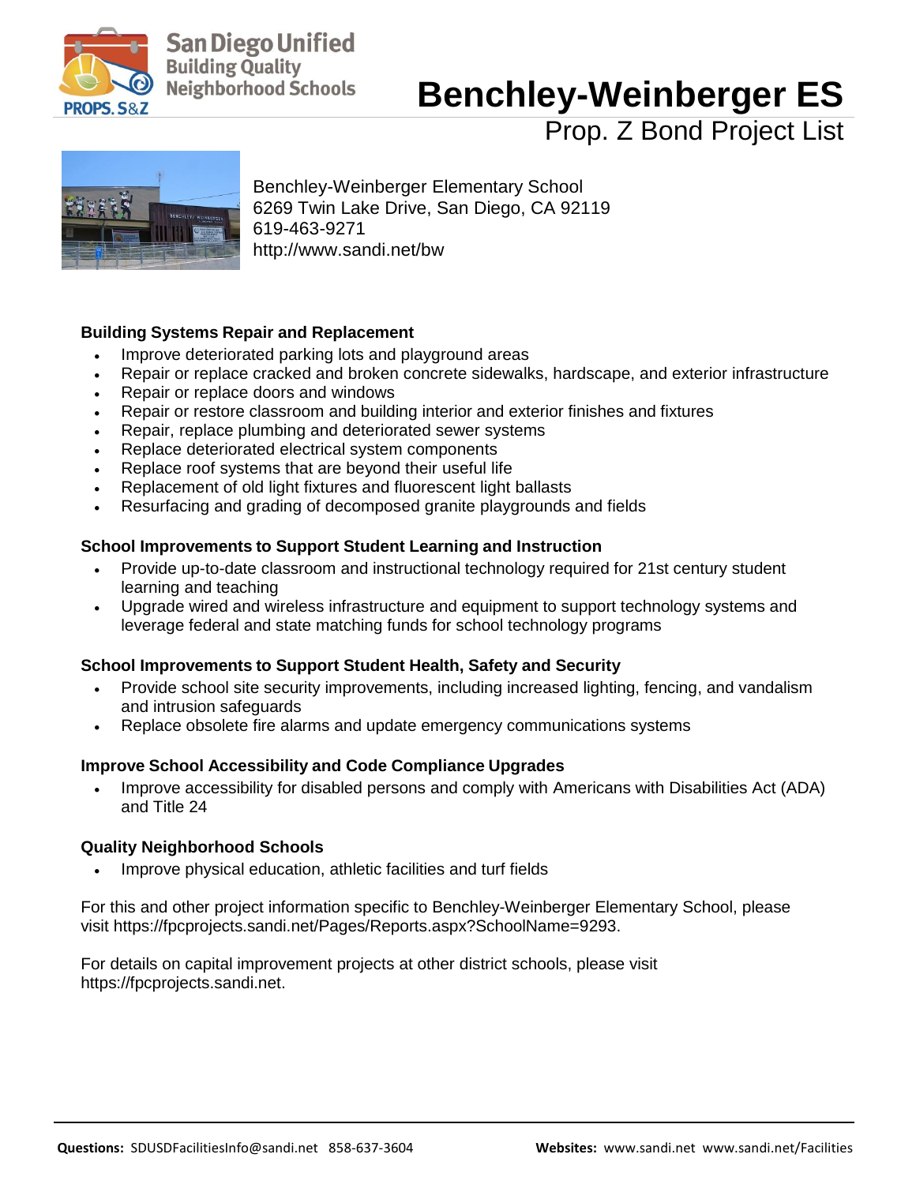# Benchley-Weinberger ES

## Prop. Z Bond Project List

Benchley-Weinberger Elementary School
6269 Twin Lake Drive, San Diego, CA 92119
619-463-9271
http://www.sandi.net/bw

### Building Systems Repair and Replacement

- Improve deteriorated parking lots and playground areas
- Repair or replace cracked and broken concrete sidewalks, hardscape, and exterior infrastructure
- Repair or replace doors and windows
- Repair or restore classroom and building interior and exterior finishes and fixtures
- Repair, replace plumbing and deteriorated sewer systems
- Replace deteriorated electrical system components
- Replace roof systems that are beyond their useful life
- Replacement of old light fixtures and fluorescent light ballasts
- Resurfacing and grading of decomposed granite playgrounds and fields

### School Improvements to Support Student Learning and Instruction

- Provide up-to-date classroom and instructional technology required for 21st century student learning and teaching
- Upgrade wired and wireless infrastructure and equipment to support technology systems and leverage federal and state matching funds for school technology programs

### School Improvements to Support Student Health, Safety and Security

- Provide school site security improvements, including increased lighting, fencing, and vandalism and intrusion safeguards
- Replace obsolete fire alarms and update emergency communications systems

### Improve School Accessibility and Code Compliance Upgrades

- Improve accessibility for disabled persons and comply with Americans with Disabilities Act (ADA) and Title 24

### Quality Neighborhood Schools

- Improve physical education, athletic facilities and turf fields

For this and other project information specific to Benchley-Weinberger Elementary School, please visit https://fpcprojects.sandi.net/Pages/Reports.aspx?SchoolName=9293.

For details on capital improvement projects at other district schools, please visit https://fpcprojects.sandi.net.